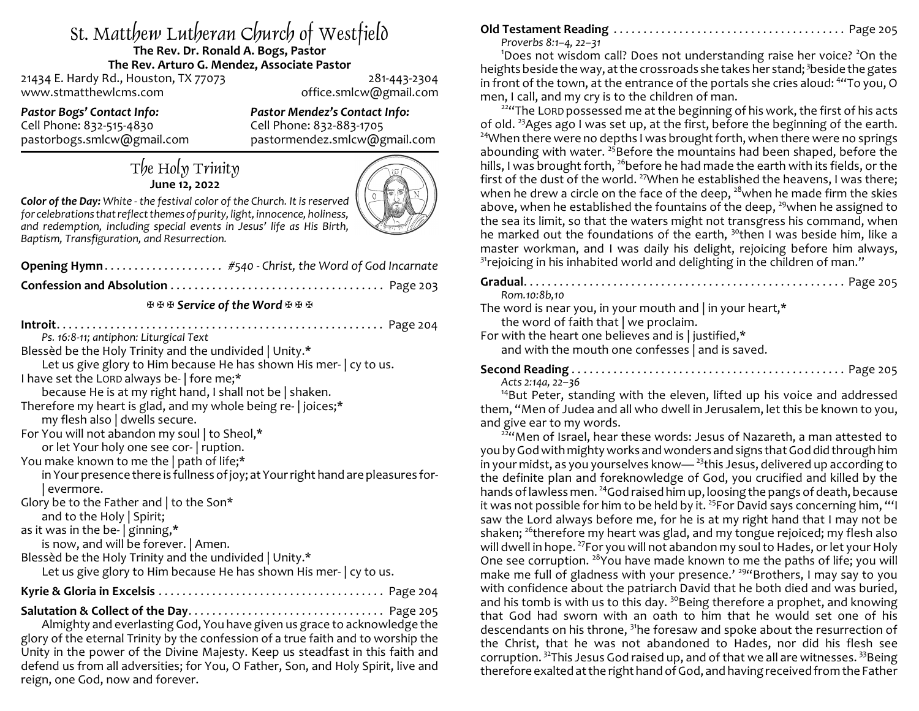# St. Matthew Lutheran Church of Westfield

**The Rev. Dr. Ronald A. Bogs, Pastor**
**The Rev. Arturo G. Mendez, Associate Pastor**

21434 E. Hardy Rd., Houston, TX 77073 — 281-443-2304
www.stmatthewlcms.com — office.smlcw@gmail.com

***Pastor Bogs' Contact Info:***
Cell Phone: 832-515-4830
pastorbogs.smlcw@gmail.com

***Pastor Mendez's Contact Info:***
Cell Phone: 832-883-1705
pastormendez.smlcw@gmail.com

## The Holy Trinity

**June 12, 2022**

***Color of the Day:*** *White - the festival color of the Church. It is reserved for celebrations that reflect themes of purity, light, innocence, holiness, and redemption, including special events in Jesus' life as His Birth, Baptism, Transfiguration, and Resurrection.*

**Opening Hymn** .................... *#540 - Christ, the Word of God Incarnate*

**Confession and Absolution** .................................... Page 203

### ✠✠✠ *Service of the Word* ✠✠✠

**Introit** ....................................................... Page 204

*Ps. 16:8-11; antiphon: Liturgical Text*

Blessèd be the Holy Trinity and the undivided | Unity.*
  Let us give glory to Him because He has shown His mer- | cy to us.
I have set the LORD always be- | fore me;*
  because He is at my right hand, I shall not be | shaken.
Therefore my heart is glad, and my whole being re- | joices;*
  my flesh also | dwells secure.
For You will not abandon my soul | to Sheol,*
  or let Your holy one see cor- | ruption.
You make known to me the | path of life;*
  in Your presence there is fullness of joy; at Your right hand are pleasures for- | evermore.
Glory be to the Father and | to the Son*
  and to the Holy | Spirit;
as it was in the be- | ginning,*
  is now, and will be forever. | Amen.
Blessèd be the Holy Trinity and the undivided | Unity.*
  Let us give glory to Him because He has shown His mer- | cy to us.

**Kyrie & Gloria in Excelsis** ...................................... Page 204

**Salutation & Collect of the Day** ................................. Page 205

Almighty and everlasting God, You have given us grace to acknowledge the glory of the eternal Trinity by the confession of a true faith and to worship the Unity in the power of the Divine Majesty. Keep us steadfast in this faith and defend us from all adversities; for You, O Father, Son, and Holy Spirit, live and reign, one God, now and forever.

**Old Testament Reading** ....................................... Page 205

*Proverbs 8:1–4, 22–31*

[1]Does not wisdom call? Does not understanding raise her voice? [2]On the heights beside the way, at the crossroads she takes her stand; [3]beside the gates in front of the town, at the entrance of the portals she cries aloud: [4]"To you, O men, I call, and my cry is to the children of man.

[22]"The LORD possessed me at the beginning of his work, the first of his acts of old. [23]Ages ago I was set up, at the first, before the beginning of the earth. [24]When there were no depths I was brought forth, when there were no springs abounding with water. [25]Before the mountains had been shaped, before the hills, I was brought forth, [26]before he had made the earth with its fields, or the first of the dust of the world. [27]When he established the heavens, I was there; when he drew a circle on the face of the deep, [28]when he made firm the skies above, when he established the fountains of the deep, [29]when he assigned to the sea its limit, so that the waters might not transgress his command, when he marked out the foundations of the earth, [30]then I was beside him, like a master workman, and I was daily his delight, rejoicing before him always, [31]rejoicing in his inhabited world and delighting in the children of man."

**Gradual** ..................................................... Page 205

*Rom.10:8b,10*

The word is near you, in your mouth and | in your heart,*
  the word of faith that | we proclaim.
For with the heart one believes and is | justified,*
  and with the mouth one confesses | and is saved.

**Second Reading** .............................................. Page 205

*Acts 2:14a, 22–36*

[14]But Peter, standing with the eleven, lifted up his voice and addressed them, "Men of Judea and all who dwell in Jerusalem, let this be known to you, and give ear to my words.

[22]"Men of Israel, hear these words: Jesus of Nazareth, a man attested to you by God with mighty works and wonders and signs that God did through him in your midst, as you yourselves know— [23]this Jesus, delivered up according to the definite plan and foreknowledge of God, you crucified and killed by the hands of lawless men. [24]God raised him up, loosing the pangs of death, because it was not possible for him to be held by it. [25]For David says concerning him, "'I saw the Lord always before me, for he is at my right hand that I may not be shaken; [26]therefore my heart was glad, and my tongue rejoiced; my flesh also will dwell in hope. [27]For you will not abandon my soul to Hades, or let your Holy One see corruption. [28]You have made known to me the paths of life; you will make me full of gladness with your presence.' [29]"Brothers, I may say to you with confidence about the patriarch David that he both died and was buried, and his tomb is with us to this day. [30]Being therefore a prophet, and knowing that God had sworn with an oath to him that he would set one of his descendants on his throne, [31]he foresaw and spoke about the resurrection of the Christ, that he was not abandoned to Hades, nor did his flesh see corruption. [32]This Jesus God raised up, and of that we all are witnesses. [33]Being therefore exalted at the right hand of God, and having received from the Father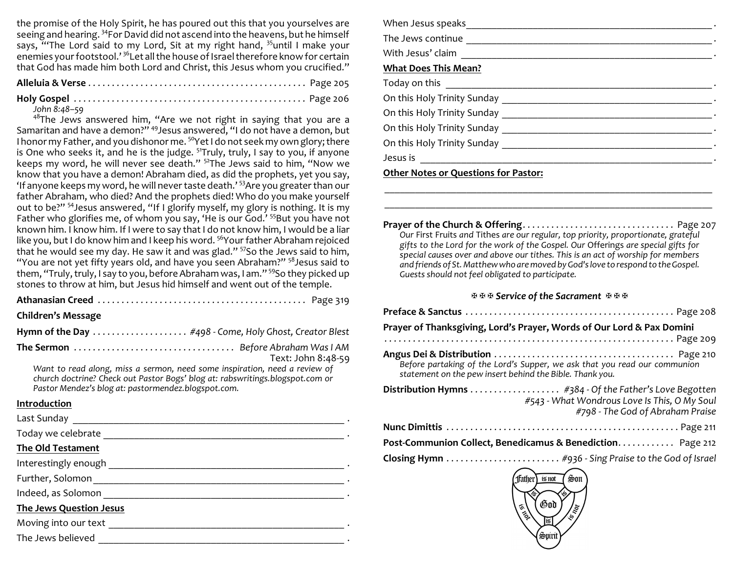the promise of the Holy Spirit, he has poured out this that you yourselves are seeing and hearing. [34]For David did not ascend into the heavens, but he himself says, "'The Lord said to my Lord, Sit at my right hand, [35]until I make your enemies your footstool.' [36]Let all the house of Israel therefore know for certain that God has made him both Lord and Christ, this Jesus whom you crucified."

**Alleluia & Verse** . . . . . . . . . . . . . . . . . . . . . . . . . . . . . . . . . . . . . . . . . . . . . Page 205

**Holy Gospel** . . . . . . . . . . . . . . . . . . . . . . . . . . . . . . . . . . . . . . . . . . . . . . . . Page 206

*John 8:48–59*

[48]The Jews answered him, "Are we not right in saying that you are a Samaritan and have a demon?" [49]Jesus answered, "I do not have a demon, but I honor my Father, and you dishonor me. [50]Yet I do not seek my own glory; there is One who seeks it, and he is the judge. [51]Truly, truly, I say to you, if anyone keeps my word, he will never see death." [52]The Jews said to him, "Now we know that you have a demon! Abraham died, as did the prophets, yet you say, 'If anyone keeps my word, he will never taste death.' [53]Are you greater than our father Abraham, who died? And the prophets died! Who do you make yourself out to be?" [54]Jesus answered, "If I glorify myself, my glory is nothing. It is my Father who glorifies me, of whom you say, 'He is our God.' [55]But you have not known him. I know him. If I were to say that I do not know him, I would be a liar like you, but I do know him and I keep his word. [56]Your father Abraham rejoiced that he would see my day. He saw it and was glad." [57]So the Jews said to him, "You are not yet fifty years old, and have you seen Abraham?" [58]Jesus said to them, "Truly, truly, I say to you, before Abraham was, I am." [59]So they picked up stones to throw at him, but Jesus hid himself and went out of the temple.

**Athanasian Creed** . . . . . . . . . . . . . . . . . . . . . . . . . . . . . . . . . . . . . . . . . . . Page 319

**Children's Message**

**Hymn of the Day** . . . . . . . . . . . . . . . . . . . . *#498 - Come, Holy Ghost, Creator Blest*

**The Sermon** . . . . . . . . . . . . . . . . . . . . . . . . . . . . . . . . . *Before Abraham Was I AM*
Text: John 8:48-59

*Want to read along, miss a sermon, need some inspiration, need a review of church doctrine? Check out Pastor Bogs' blog at: rabswritings.blogspot.com or Pastor Mendez's blog at: pastormendez.blogspot.com.*

**Introduction**

Last Sunday ______________________________________________ .

Today we celebrate _________________________________________ .

**The Old Testament**

Interestingly enough _________________________________________ .

Further, Solomon ___________________________________________ .

Indeed, as Solomon _________________________________________ .

**The Jews Question Jesus**

Moving into our text ________________________________________ .

The Jews believed __________________________________________ .

When Jesus speaks__________________________________________ .

The Jews continue __________________________________________ .

With Jesus' claim __________________________________________ .

**What Does This Mean?**

Today on this ______________________________________________ .

On this Holy Trinity Sunday ___________________________________ .

On this Holy Trinity Sunday ___________________________________ .

On this Holy Trinity Sunday ___________________________________ .

On this Holy Trinity Sunday ___________________________________ .

Jesus is ___________________________________________________ .

**Other Notes or Questions for Pastor:**

___________________________________________________________

___________________________________________________________

**Prayer of the Church & Offering**. . . . . . . . . . . . . . . . . . . . . . . . . . . . . . . . Page 207

*Our First Fruits and Tithes are our regular, top priority, proportionate, grateful gifts to the Lord for the work of the Gospel. Our Offerings are special gifts for special causes over and above our tithes. This is an act of worship for members and friends of St. Matthew who are moved by God's love to respond to the Gospel. Guests should not feel obligated to participate.*

## ✠✠✠ *Service of the Sacrament* ✠✠✠

**Preface & Sanctus** . . . . . . . . . . . . . . . . . . . . . . . . . . . . . . . . . . . . . . . . . . . Page 208

**Prayer of Thanksgiving, Lord's Prayer, Words of Our Lord & Pax Domini**
. . . . . . . . . . . . . . . . . . . . . . . . . . . . . . . . . . . . . . . . . . . . . . . . . . . . . . . . . . . . . Page 209

**Angus Dei & Distribution** . . . . . . . . . . . . . . . . . . . . . . . . . . . . . . . . . . . . . . Page 210

*Before partaking of the Lord's Supper, we ask that you read our communion statement on the pew insert behind the Bible. Thank you.*

**Distribution Hymns** . . . . . . . . . . . . . . . . . . . *#384 - Of the Father's Love Begotten*
*#543 - What Wondrous Love Is This, O My Soul*
*#798 - The God of Abraham Praise*

**Nunc Dimittis** . . . . . . . . . . . . . . . . . . . . . . . . . . . . . . . . . . . . . . . . . . . . . . . . . Page 211

**Post-Communion Collect, Benedicamus & Benediction**. . . . . . . . . . . . Page 212

**Closing Hymn** . . . . . . . . . . . . . . . . . . . . . . . . *#936 - Sing Praise to the God of Israel*

Father is not Son
is is
God
is not is not
is
Spirit